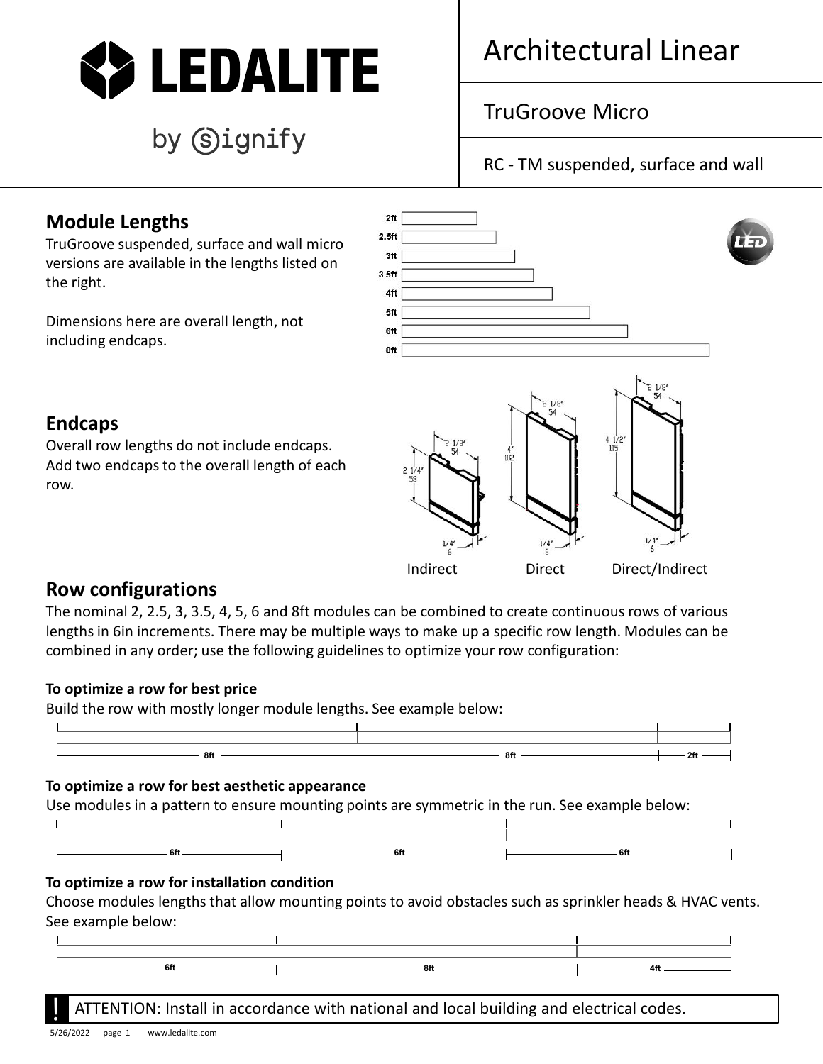# LEDALITE

by signify

## Architectural Linear

### TruGroove Micro

RC - TM suspended, surface and wall

## Module Lengths

TruGroove suspended, surface and wall micro versions are available in the lengths listed on the right.

Dimensions here are overall length, not including endcaps.

2ft
2.5ft
3ft
3.5ft
4ft
5ft
6ft
8ft

## Endcaps

Overall row lengths do not include endcaps. Add two endcaps to the overall length of each row.

Indirect: 2 1/8" (54) wide, 2 1/4" (58) high, 1/4" (6) thick

Direct: 2 1/8" (54) wide, 4" (102) high, 1/4" (6) thick

Direct/Indirect: 2 1/8" (54) wide, 4 1/2" (115) high, 1/4" (6) thick

## Row configurations

The nominal 2, 2.5, 3, 3.5, 4, 5, 6 and 8ft modules can be combined to create continuous rows of various lengths in 6in increments. There may be multiple ways to make up a specific row length. Modules can be combined in any order; use the following guidelines to optimize your row configuration:

**To optimize a row for best price**

Build the row with mostly longer module lengths. See example below:

8ft | 8ft | 2ft

**To optimize a row for best aesthetic appearance**

Use modules in a pattern to ensure mounting points are symmetric in the run. See example below:

6ft | 6ft | 6ft

**To optimize a row for installation condition**

Choose modules lengths that allow mounting points to avoid obstacles such as sprinkler heads & HVAC vents. See example below:

6ft | 8ft | 4ft

! ATTENTION: Install in accordance with national and local building and electrical codes.

5/26/2022 www.ledalite.com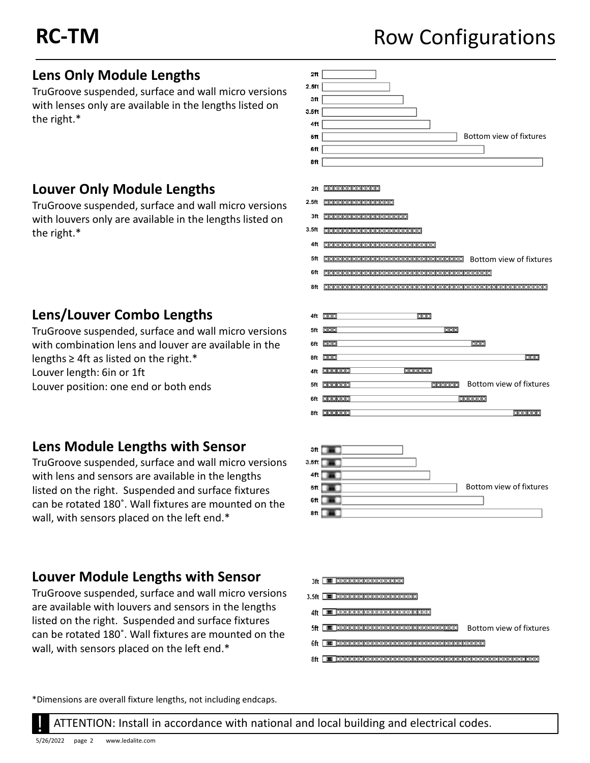# RC-TM

# Row Configurations

## Lens Only Module Lengths

TruGroove suspended, surface and wall micro versions with lenses only are available in the lengths listed on the right.*

2ft
2.5ft
3ft
3.5ft
4ft
5ft
6ft
8ft

Bottom view of fixtures

## Louver Only Module Lengths

TruGroove suspended, surface and wall micro versions with louvers only are available in the lengths listed on the right.*

2ft
2.5ft
3ft
3.5ft
4ft
5ft
6ft
8ft

Bottom view of fixtures

## Lens/Louver Combo Lengths

TruGroove suspended, surface and wall micro versions with combination lens and louver are available in the lengths ≥ 4ft as listed on the right.*
Louver length: 6in or 1ft
Louver position: one end or both ends

4ft
5ft
6ft
8ft
4ft
5ft
6ft
8ft

Bottom view of fixtures

## Lens Module Lengths with Sensor

TruGroove suspended, surface and wall micro versions with lens and sensors are available in the lengths listed on the right. Suspended and surface fixtures can be rotated 180˚. Wall fixtures are mounted on the wall, with sensors placed on the left end.*

3ft
3.5ft
4ft
5ft
6ft
8ft

Bottom view of fixtures

## Louver Module Lengths with Sensor

TruGroove suspended, surface and wall micro versions are available with louvers and sensors in the lengths listed on the right. Suspended and surface fixtures can be rotated 180˚. Wall fixtures are mounted on the wall, with sensors placed on the left end.*

3ft
3.5ft
4ft
5ft
6ft
8ft

Bottom view of fixtures

*Dimensions are overall fixture lengths, not including endcaps.

! ATTENTION: Install in accordance with national and local building and electrical codes.

5/26/2022 www.ledalite.com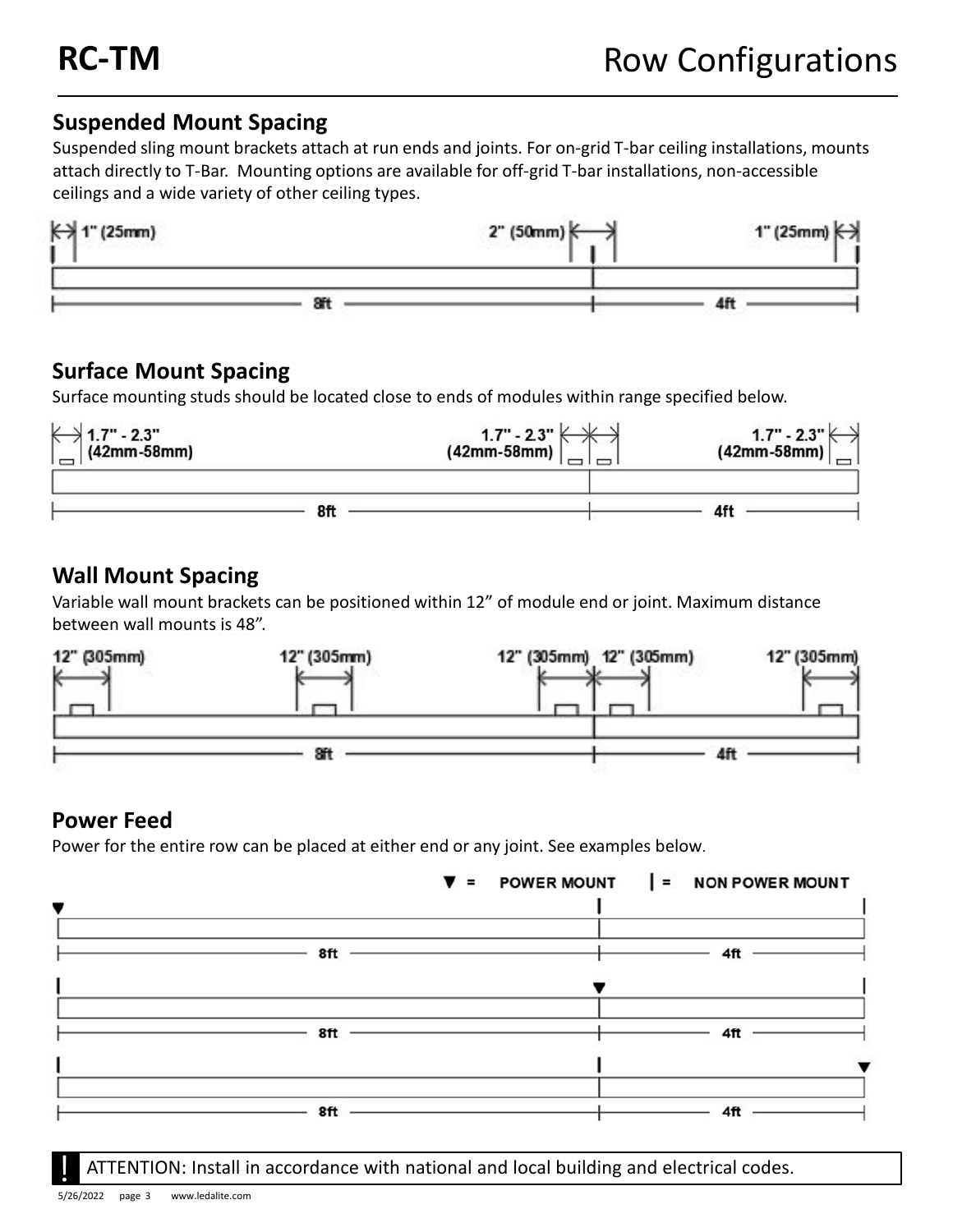# RC-TM

# Row Configurations

## Suspended Mount Spacing

Suspended sling mount brackets attach at run ends and joints. For on-grid T-bar ceiling installations, mounts attach directly to T-Bar. Mounting options are available for off-grid T-bar installations, non-accessible ceilings and a wide variety of other ceiling types.

1" (25mm) 2" (50mm) 1" (25mm)

8ft 4ft

## Surface Mount Spacing

Surface mounting studs should be located close to ends of modules within range specified below.

1.7" - 2.3" (42mm-58mm) 1.7" - 2.3" (42mm-58mm) 1.7" - 2.3" (42mm-58mm)

8ft 4ft

## Wall Mount Spacing

Variable wall mount brackets can be positioned within 12" of module end or joint. Maximum distance between wall mounts is 48".

12" (305mm) 12" (305mm) 12" (305mm) 12" (305mm) 12" (305mm)

8ft 4ft

## Power Feed

Power for the entire row can be placed at either end or any joint. See examples below.

▼ = POWER MOUNT | = NON POWER MOUNT

8ft 4ft

8ft 4ft

8ft 4ft

! ATTENTION: Install in accordance with national and local building and electrical codes.

5/26/2022 www.ledalite.com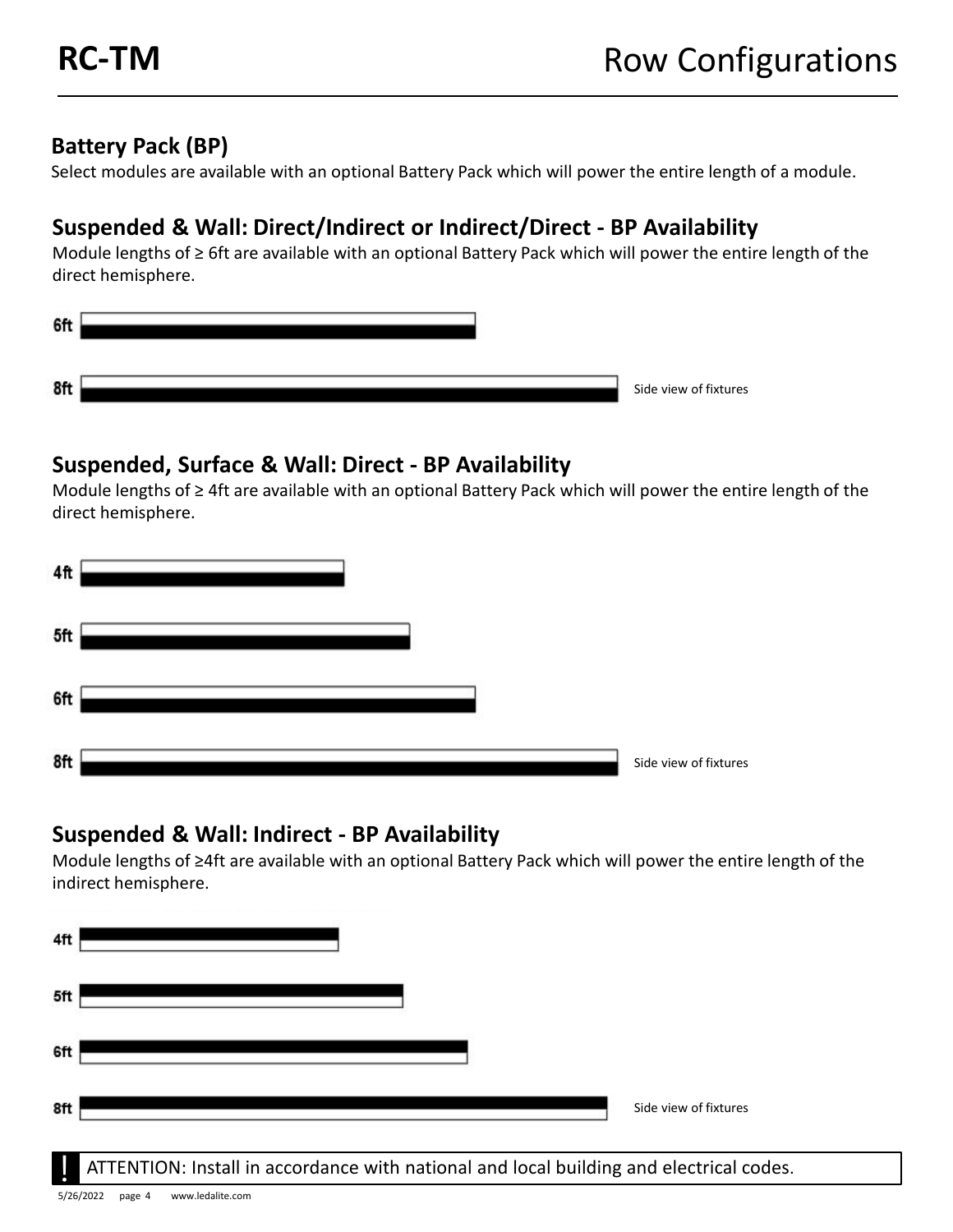## Battery Pack (BP)

Select modules are available with an optional Battery Pack which will power the entire length of a module.

## Suspended & Wall: Direct/Indirect or Indirect/Direct - BP Availability

Module lengths of ≥ 6ft are available with an optional Battery Pack which will power the entire length of the direct hemisphere.

6ft

8ft

Side view of fixtures

## Suspended, Surface & Wall: Direct - BP Availability

Module lengths of ≥ 4ft are available with an optional Battery Pack which will power the entire length of the direct hemisphere.

4ft

5ft

6ft

8ft

Side view of fixtures

## Suspended & Wall: Indirect - BP Availability

Module lengths of ≥4ft are available with an optional Battery Pack which will power the entire length of the indirect hemisphere.

4ft

5ft

6ft

8ft

Side view of fixtures

! ATTENTION: Install in accordance with national and local building and electrical codes.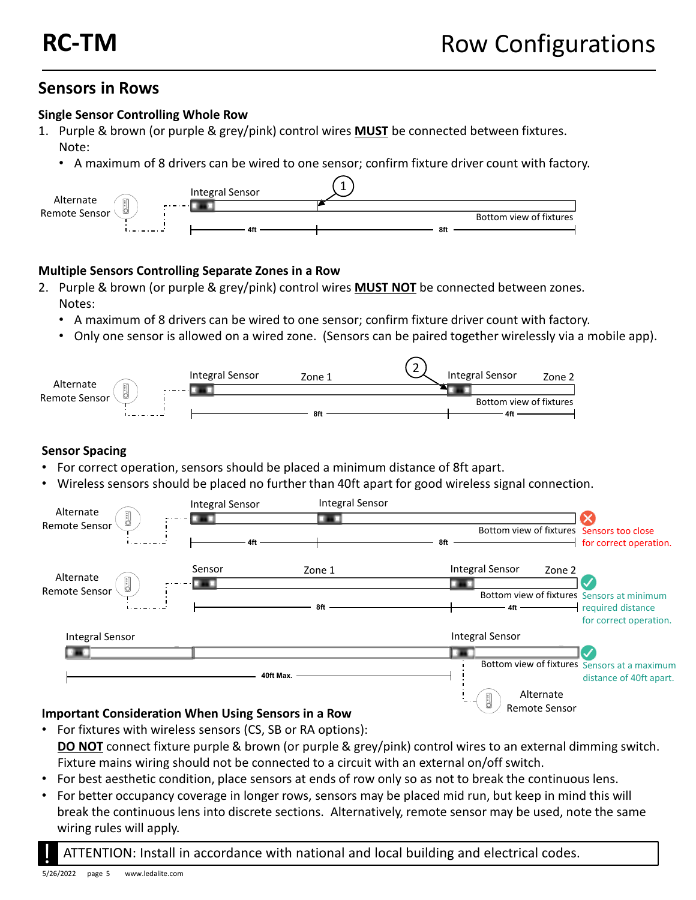# RC-TM

# Row Configurations

## Sensors in Rows

### Single Sensor Controlling Whole Row

1. Purple & brown (or purple & grey/pink) control wires **MUST** be connected between fixtures.
   Note:
   - A maximum of 8 drivers can be wired to one sensor; confirm fixture driver count with factory.

Alternate Remote Sensor — Integral Sensor — ① — Bottom view of fixtures — 4ft — 8ft

### Multiple Sensors Controlling Separate Zones in a Row

2. Purple & brown (or purple & grey/pink) control wires **MUST NOT** be connected between zones.
   Notes:
   - A maximum of 8 drivers can be wired to one sensor; confirm fixture driver count with factory.
   - Only one sensor is allowed on a wired zone. (Sensors can be paired together wirelessly via a mobile app).

Alternate Remote Sensor — Integral Sensor — Zone 1 — ② — Integral Sensor — Zone 2 — Bottom view of fixtures — 8ft — 4ft

### Sensor Spacing

- For correct operation, sensors should be placed a minimum distance of 8ft apart.
- Wireless sensors should be placed no further than 40ft apart for good wireless signal connection.

Alternate Remote Sensor — Integral Sensor — Integral Sensor — Bottom view of fixtures — 4ft — 8ft — Sensors too close for correct operation.

Alternate Remote Sensor — Sensor — Zone 1 — Integral Sensor — Zone 2 — Bottom view of fixtures — 8ft — 4ft — Sensors at minimum required distance for correct operation.

Integral Sensor — Integral Sensor — Bottom view of fixtures — 40ft Max. — Alternate Remote Sensor — Sensors at a maximum distance of 40ft apart.

### Important Consideration When Using Sensors in a Row

- For fixtures with wireless sensors (CS, SB or RA options):
  **DO NOT** connect fixture purple & brown (or purple & grey/pink) control wires to an external dimming switch. Fixture mains wiring should not be connected to a circuit with an external on/off switch.
- For best aesthetic condition, place sensors at ends of row only so as not to break the continuous lens.
- For better occupancy coverage in longer rows, sensors may be placed mid run, but keep in mind this will break the continuous lens into discrete sections. Alternatively, remote sensor may be used, note the same wiring rules will apply.

**!** ATTENTION: Install in accordance with national and local building and electrical codes.

5/26/2022 page 5 www.ledalite.com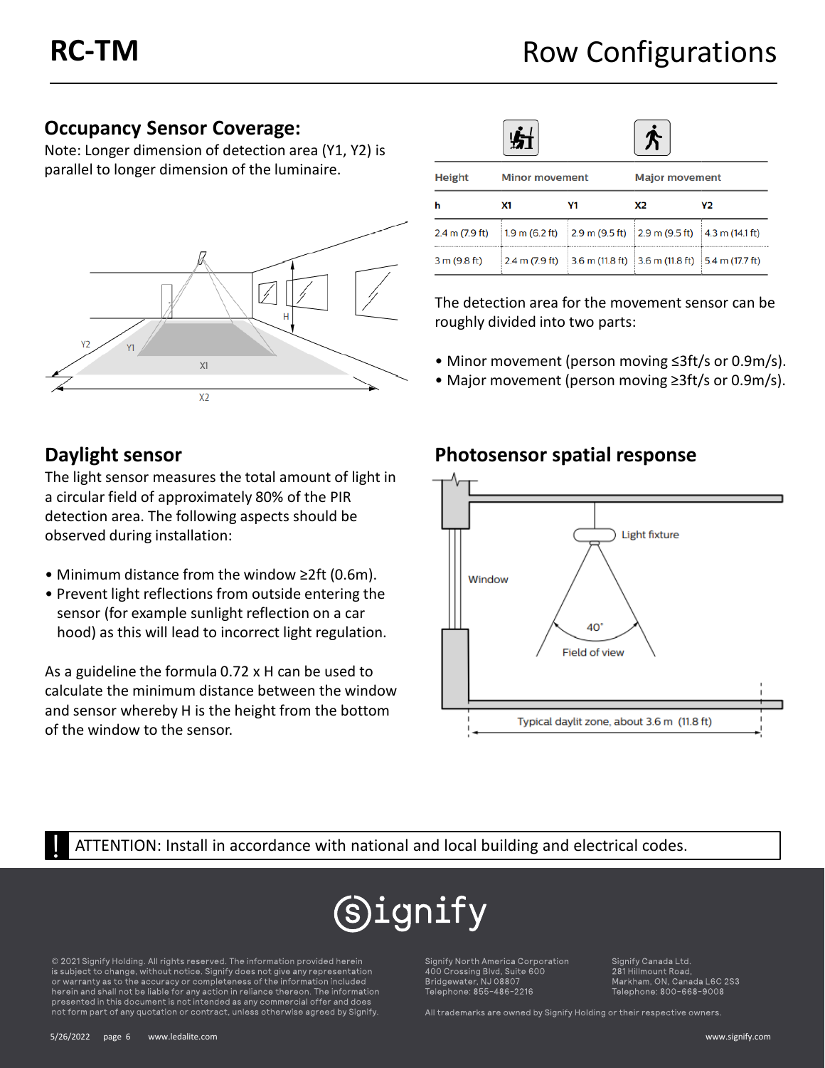# RC-TM

# Row Configurations

## Occupancy Sensor Coverage:

Note: Longer dimension of detection area (Y1, Y2) is parallel to longer dimension of the luminaire.

Y2
Y1
X1
X2
H

| Height | Minor movement | | Major movement | |
|---|---|---|---|---|
| h | X1 | Y1 | X2 | Y2 |
| 2.4 m (7.9 ft) | 1.9 m (6.2 ft) | 2.9 m (9.5 ft) | 2.9 m (9.5 ft) | 4.3 m (14.1 ft) |
| 3 m (9.8 ft) | 2.4 m (7.9 ft) | 3.6 m (11.8 ft) | 3.6 m (11.8 ft) | 5.4 m (17.7 ft) |

The detection area for the movement sensor can be roughly divided into two parts:

- Minor movement (person moving ≤3ft/s or 0.9m/s).
- Major movement (person moving ≥3ft/s or 0.9m/s).

## Daylight sensor

The light sensor measures the total amount of light in a circular field of approximately 80% of the PIR detection area. The following aspects should be observed during installation:

- Minimum distance from the window ≥2ft (0.6m).
- Prevent light reflections from outside entering the sensor (for example sunlight reflection on a car hood) as this will lead to incorrect light regulation.

As a guideline the formula 0.72 x H can be used to calculate the minimum distance between the window and sensor whereby H is the height from the bottom of the window to the sensor.

## Photosensor spatial response

Light fixture
Window
40°
Field of view
Typical daylit zone, about 3.6 m (11.8 ft)

! ATTENTION: Install in accordance with national and local building and electrical codes.

signify

© 2021 Signify Holding. All rights reserved. The information provided herein is subject to change, without notice. Signify does not give any representation or warranty as to the accuracy or completeness of the information included herein and shall not be liable for any action in reliance thereon. The information presented in this document is not intended as any commercial offer and does not form part of any quotation or contract, unless otherwise agreed by Signify.

Signify North America Corporation
400 Crossing Blvd, Suite 600
Bridgewater, NJ 08807
Telephone: 855-486-2216

Signify Canada Ltd.
281 Hillmount Road,
Markham, ON, Canada L6C 2S3
Telephone: 800-668-9008

All trademarks are owned by Signify Holding or their respective owners.

5/26/2022 www.ledalite.com www.signify.com